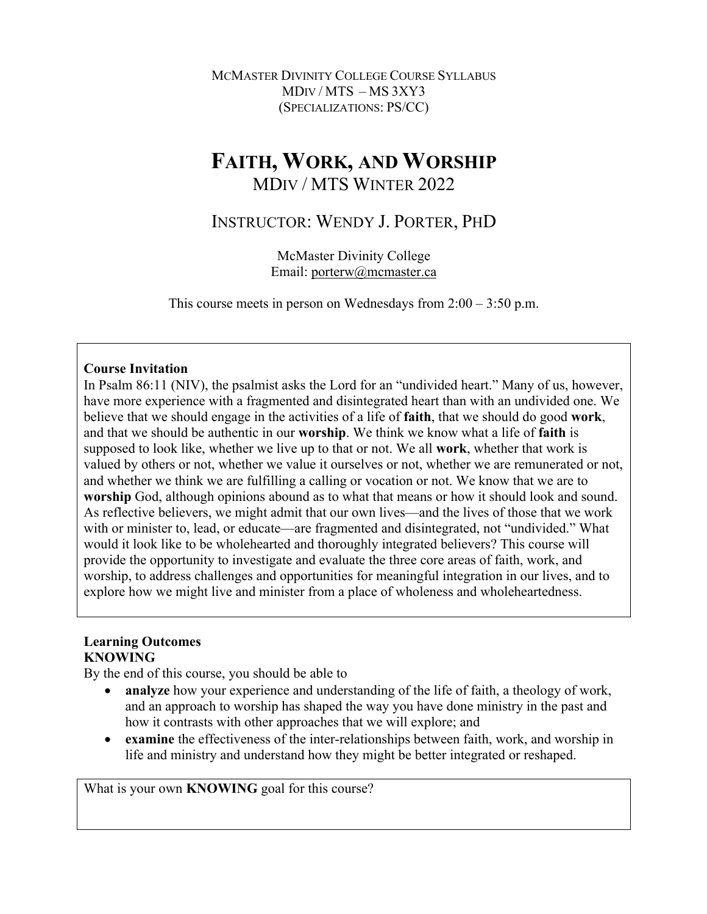McMaster Divinity College Course Syllabus
MDiv / MTS – MS 3XY3
(Specializations: PS/CC)

# Faith, Work, and Worship

## MDiv / MTS Winter 2022

## Instructor: Wendy J. Porter, PhD

McMaster Divinity College
Email: porterw@mcmaster.ca

This course meets in person on Wednesdays from 2:00 – 3:50 p.m.

**Course Invitation**

In Psalm 86:11 (NIV), the psalmist asks the Lord for an "undivided heart." Many of us, however, have more experience with a fragmented and disintegrated heart than with an undivided one. We believe that we should engage in the activities of a life of **faith**, that we should do good **work**, and that we should be authentic in our **worship**. We think we know what a life of **faith** is supposed to look like, whether we live up to that or not. We all **work**, whether that work is valued by others or not, whether we value it ourselves or not, whether we are remunerated or not, and whether we think we are fulfilling a calling or vocation or not. We know that we are to **worship** God, although opinions abound as to what that means or how it should look and sound. As reflective believers, we might admit that our own lives—and the lives of those that we work with or minister to, lead, or educate—are fragmented and disintegrated, not "undivided." What would it look like to be wholehearted and thoroughly integrated believers? This course will provide the opportunity to investigate and evaluate the three core areas of faith, work, and worship, to address challenges and opportunities for meaningful integration in our lives, and to explore how we might live and minister from a place of wholeness and wholeheartedness.

**Learning Outcomes**

**KNOWING**

By the end of this course, you should be able to

- **analyze** how your experience and understanding of the life of faith, a theology of work, and an approach to worship has shaped the way you have done ministry in the past and how it contrasts with other approaches that we will explore; and
- **examine** the effectiveness of the inter-relationships between faith, work, and worship in life and ministry and understand how they might be better integrated or reshaped.

What is your own **KNOWING** goal for this course?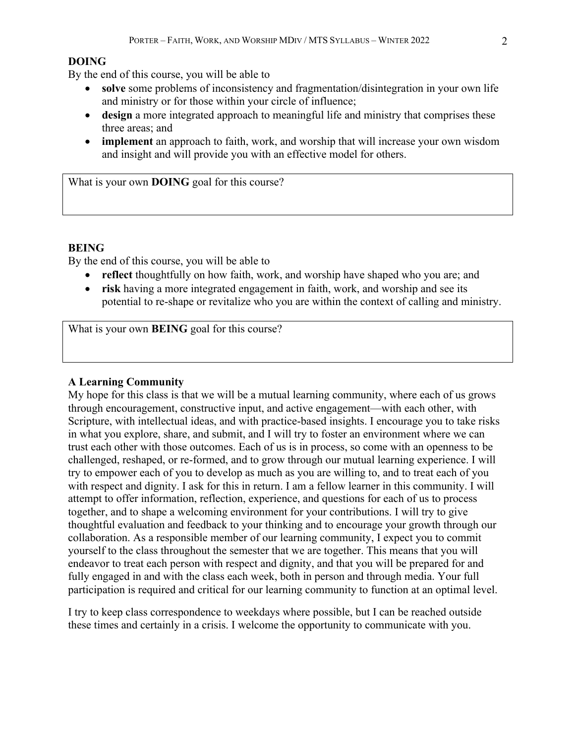**DOING**

By the end of this course, you will be able to

- **solve** some problems of inconsistency and fragmentation/disintegration in your own life and ministry or for those within your circle of influence;
- **design** a more integrated approach to meaningful life and ministry that comprises these three areas; and
- **implement** an approach to faith, work, and worship that will increase your own wisdom and insight and will provide you with an effective model for others.

| What is your own **DOING** goal for this course? |
|---|
| |

**BEING**

By the end of this course, you will be able to

- **reflect** thoughtfully on how faith, work, and worship have shaped who you are; and
- **risk** having a more integrated engagement in faith, work, and worship and see its potential to re-shape or revitalize who you are within the context of calling and ministry.

| What is your own **BEING** goal for this course? |
|---|
| |

**A Learning Community**

My hope for this class is that we will be a mutual learning community, where each of us grows through encouragement, constructive input, and active engagement—with each other, with Scripture, with intellectual ideas, and with practice-based insights. I encourage you to take risks in what you explore, share, and submit, and I will try to foster an environment where we can trust each other with those outcomes. Each of us is in process, so come with an openness to be challenged, reshaped, or re-formed, and to grow through our mutual learning experience. I will try to empower each of you to develop as much as you are willing to, and to treat each of you with respect and dignity. I ask for this in return. I am a fellow learner in this community. I will attempt to offer information, reflection, experience, and questions for each of us to process together, and to shape a welcoming environment for your contributions. I will try to give thoughtful evaluation and feedback to your thinking and to encourage your growth through our collaboration. As a responsible member of our learning community, I expect you to commit yourself to the class throughout the semester that we are together. This means that you will endeavor to treat each person with respect and dignity, and that you will be prepared for and fully engaged in and with the class each week, both in person and through media. Your full participation is required and critical for our learning community to function at an optimal level.

I try to keep class correspondence to weekdays where possible, but I can be reached outside these times and certainly in a crisis. I welcome the opportunity to communicate with you.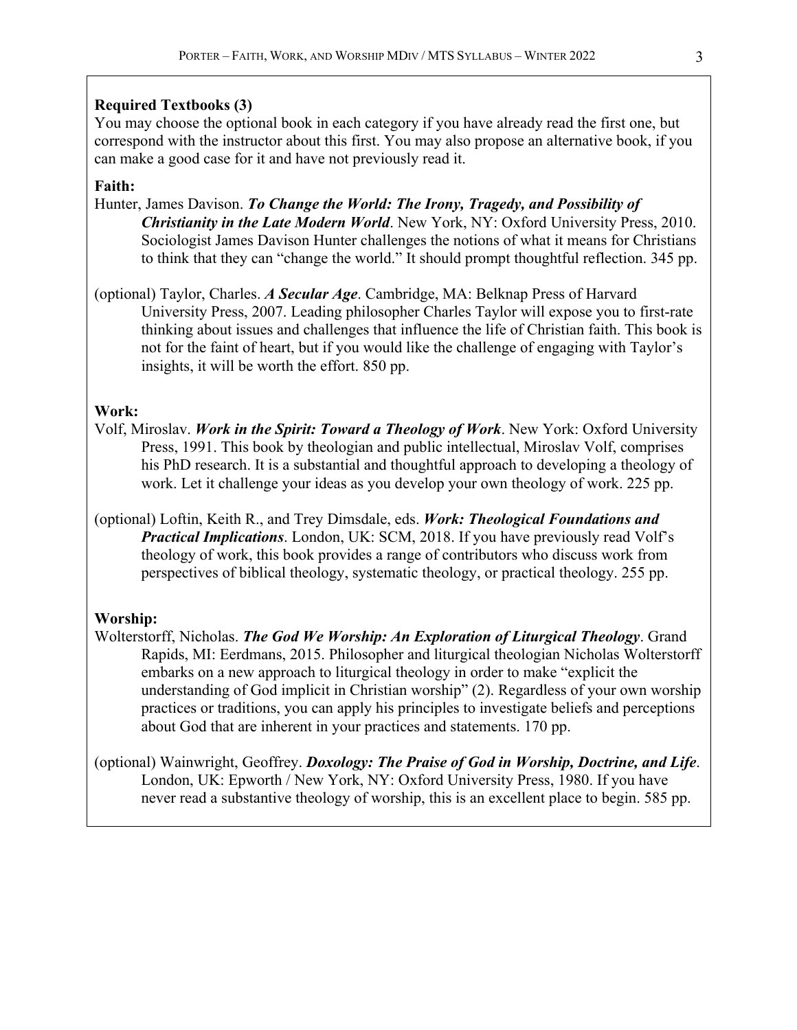## Required Textbooks (3)

You may choose the optional book in each category if you have already read the first one, but correspond with the instructor about this first. You may also propose an alternative book, if you can make a good case for it and have not previously read it.

### Faith:

Hunter, James Davison. ***To Change the World: The Irony, Tragedy, and Possibility of Christianity in the Late Modern World***. New York, NY: Oxford University Press, 2010. Sociologist James Davison Hunter challenges the notions of what it means for Christians to think that they can "change the world." It should prompt thoughtful reflection. 345 pp.

(optional) Taylor, Charles. ***A Secular Age***. Cambridge, MA: Belknap Press of Harvard University Press, 2007. Leading philosopher Charles Taylor will expose you to first-rate thinking about issues and challenges that influence the life of Christian faith. This book is not for the faint of heart, but if you would like the challenge of engaging with Taylor's insights, it will be worth the effort. 850 pp.

### Work:

Volf, Miroslav. ***Work in the Spirit: Toward a Theology of Work***. New York: Oxford University Press, 1991. This book by theologian and public intellectual, Miroslav Volf, comprises his PhD research. It is a substantial and thoughtful approach to developing a theology of work. Let it challenge your ideas as you develop your own theology of work. 225 pp.

(optional) Loftin, Keith R., and Trey Dimsdale, eds. ***Work: Theological Foundations and Practical Implications***. London, UK: SCM, 2018. If you have previously read Volf's theology of work, this book provides a range of contributors who discuss work from perspectives of biblical theology, systematic theology, or practical theology. 255 pp.

### Worship:

Wolterstorff, Nicholas. ***The God We Worship: An Exploration of Liturgical Theology***. Grand Rapids, MI: Eerdmans, 2015. Philosopher and liturgical theologian Nicholas Wolterstorff embarks on a new approach to liturgical theology in order to make "explicit the understanding of God implicit in Christian worship" (2). Regardless of your own worship practices or traditions, you can apply his principles to investigate beliefs and perceptions about God that are inherent in your practices and statements. 170 pp.

(optional) Wainwright, Geoffrey. ***Doxology: The Praise of God in Worship, Doctrine, and Life***. London, UK: Epworth / New York, NY: Oxford University Press, 1980. If you have never read a substantive theology of worship, this is an excellent place to begin. 585 pp.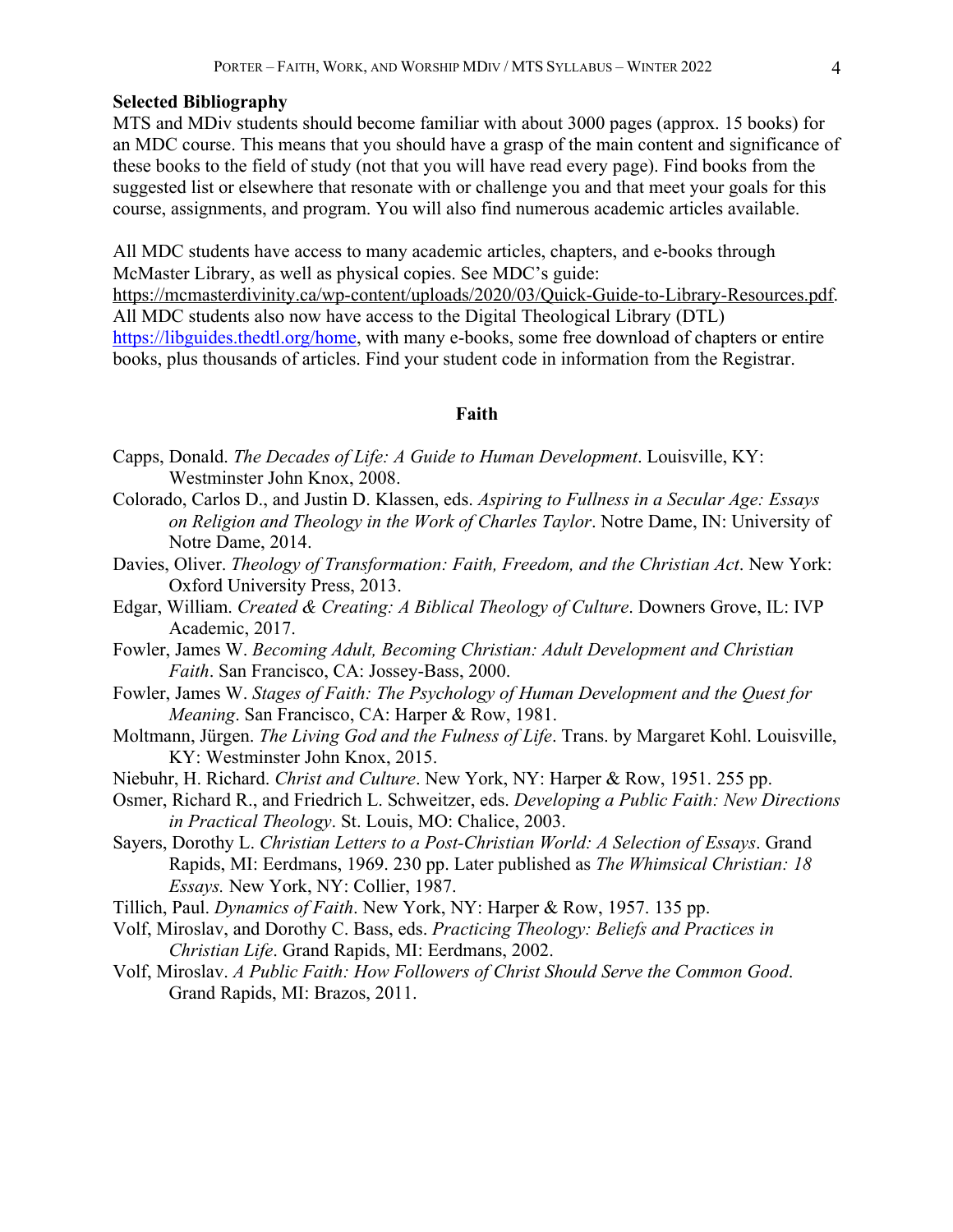**Selected Bibliography**

MTS and MDiv students should become familiar with about 3000 pages (approx. 15 books) for an MDC course. This means that you should have a grasp of the main content and significance of these books to the field of study (not that you will have read every page). Find books from the suggested list or elsewhere that resonate with or challenge you and that meet your goals for this course, assignments, and program. You will also find numerous academic articles available.

All MDC students have access to many academic articles, chapters, and e-books through McMaster Library, as well as physical copies. See MDC's guide: https://mcmasterdivinity.ca/wp-content/uploads/2020/03/Quick-Guide-to-Library-Resources.pdf. All MDC students also now have access to the Digital Theological Library (DTL) https://libguides.thedtl.org/home, with many e-books, some free download of chapters or entire books, plus thousands of articles. Find your student code in information from the Registrar.

## Faith

Capps, Donald. *The Decades of Life: A Guide to Human Development*. Louisville, KY: Westminster John Knox, 2008.

Colorado, Carlos D., and Justin D. Klassen, eds. *Aspiring to Fullness in a Secular Age: Essays on Religion and Theology in the Work of Charles Taylor*. Notre Dame, IN: University of Notre Dame, 2014.

Davies, Oliver. *Theology of Transformation: Faith, Freedom, and the Christian Act*. New York: Oxford University Press, 2013.

Edgar, William. *Created & Creating: A Biblical Theology of Culture*. Downers Grove, IL: IVP Academic, 2017.

Fowler, James W. *Becoming Adult, Becoming Christian: Adult Development and Christian Faith*. San Francisco, CA: Jossey-Bass, 2000.

Fowler, James W. *Stages of Faith: The Psychology of Human Development and the Quest for Meaning*. San Francisco, CA: Harper & Row, 1981.

Moltmann, Jürgen. *The Living God and the Fulness of Life*. Trans. by Margaret Kohl. Louisville, KY: Westminster John Knox, 2015.

Niebuhr, H. Richard. *Christ and Culture*. New York, NY: Harper & Row, 1951. 255 pp.

Osmer, Richard R., and Friedrich L. Schweitzer, eds. *Developing a Public Faith: New Directions in Practical Theology*. St. Louis, MO: Chalice, 2003.

Sayers, Dorothy L. *Christian Letters to a Post-Christian World: A Selection of Essays*. Grand Rapids, MI: Eerdmans, 1969. 230 pp. Later published as *The Whimsical Christian: 18 Essays.* New York, NY: Collier, 1987.

Tillich, Paul. *Dynamics of Faith*. New York, NY: Harper & Row, 1957. 135 pp.

Volf, Miroslav, and Dorothy C. Bass, eds. *Practicing Theology: Beliefs and Practices in Christian Life*. Grand Rapids, MI: Eerdmans, 2002.

Volf, Miroslav. *A Public Faith: How Followers of Christ Should Serve the Common Good*. Grand Rapids, MI: Brazos, 2011.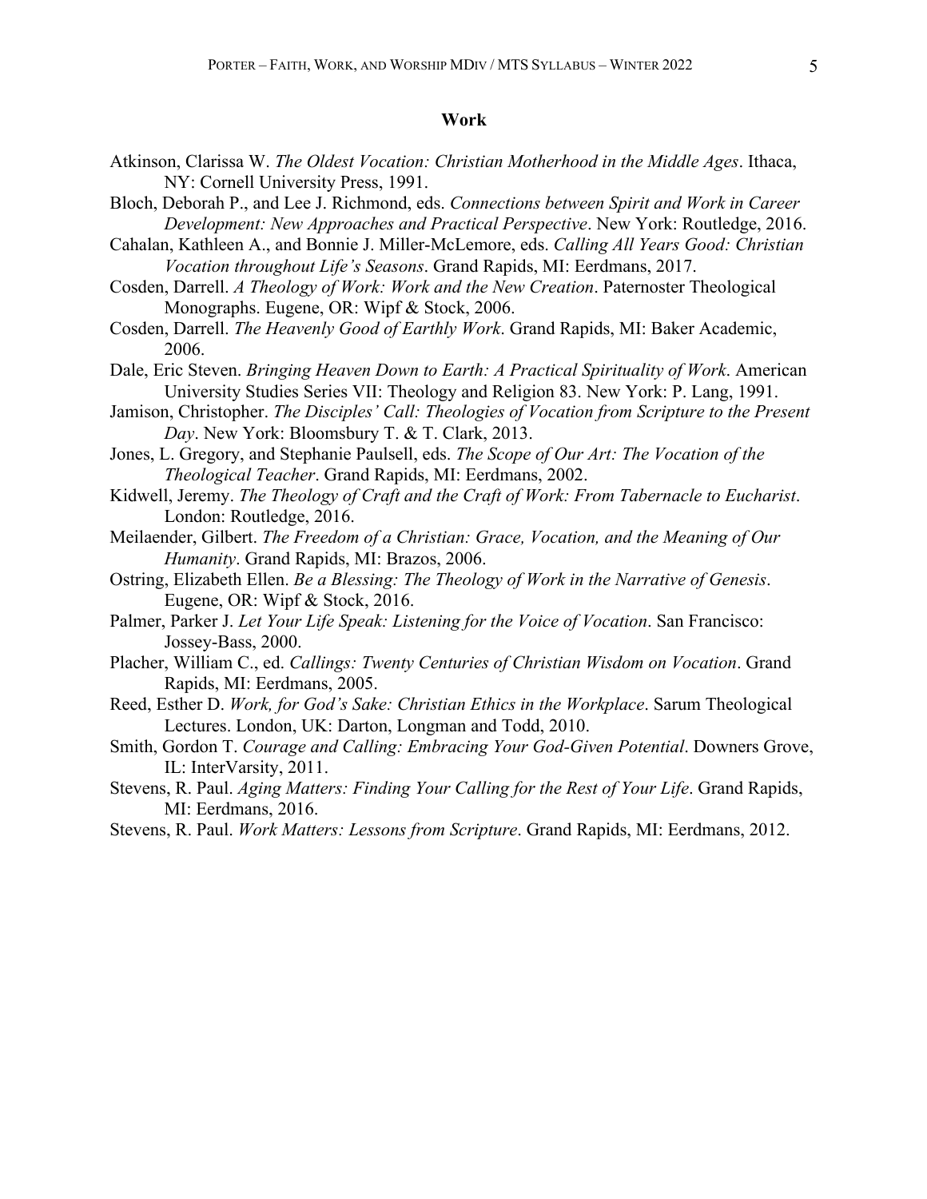## Work

Atkinson, Clarissa W. *The Oldest Vocation: Christian Motherhood in the Middle Ages*. Ithaca, NY: Cornell University Press, 1991.

Bloch, Deborah P., and Lee J. Richmond, eds. *Connections between Spirit and Work in Career Development: New Approaches and Practical Perspective*. New York: Routledge, 2016.

Cahalan, Kathleen A., and Bonnie J. Miller-McLemore, eds. *Calling All Years Good: Christian Vocation throughout Life's Seasons*. Grand Rapids, MI: Eerdmans, 2017.

Cosden, Darrell. *A Theology of Work: Work and the New Creation*. Paternoster Theological Monographs. Eugene, OR: Wipf & Stock, 2006.

Cosden, Darrell. *The Heavenly Good of Earthly Work*. Grand Rapids, MI: Baker Academic, 2006.

Dale, Eric Steven. *Bringing Heaven Down to Earth: A Practical Spirituality of Work*. American University Studies Series VII: Theology and Religion 83. New York: P. Lang, 1991.

Jamison, Christopher. *The Disciples' Call: Theologies of Vocation from Scripture to the Present Day*. New York: Bloomsbury T. & T. Clark, 2013.

Jones, L. Gregory, and Stephanie Paulsell, eds. *The Scope of Our Art: The Vocation of the Theological Teacher*. Grand Rapids, MI: Eerdmans, 2002.

Kidwell, Jeremy. *The Theology of Craft and the Craft of Work: From Tabernacle to Eucharist*. London: Routledge, 2016.

Meilaender, Gilbert. *The Freedom of a Christian: Grace, Vocation, and the Meaning of Our Humanity*. Grand Rapids, MI: Brazos, 2006.

Ostring, Elizabeth Ellen. *Be a Blessing: The Theology of Work in the Narrative of Genesis*. Eugene, OR: Wipf & Stock, 2016.

Palmer, Parker J. *Let Your Life Speak: Listening for the Voice of Vocation*. San Francisco: Jossey-Bass, 2000.

Placher, William C., ed. *Callings: Twenty Centuries of Christian Wisdom on Vocation*. Grand Rapids, MI: Eerdmans, 2005.

Reed, Esther D. *Work, for God's Sake: Christian Ethics in the Workplace*. Sarum Theological Lectures. London, UK: Darton, Longman and Todd, 2010.

Smith, Gordon T. *Courage and Calling: Embracing Your God-Given Potential*. Downers Grove, IL: InterVarsity, 2011.

Stevens, R. Paul. *Aging Matters: Finding Your Calling for the Rest of Your Life*. Grand Rapids, MI: Eerdmans, 2016.

Stevens, R. Paul. *Work Matters: Lessons from Scripture*. Grand Rapids, MI: Eerdmans, 2012.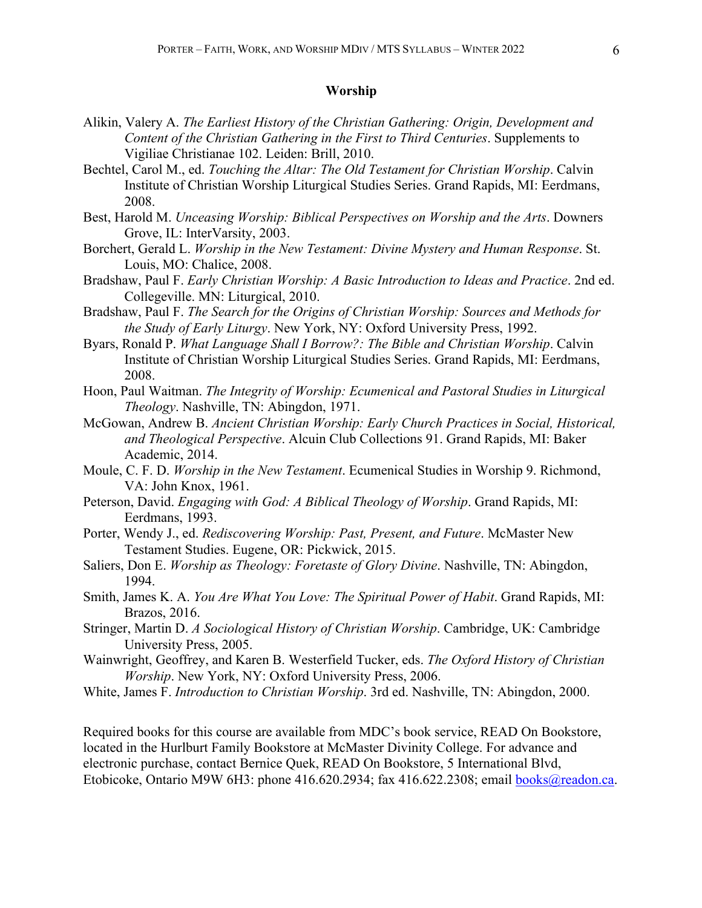**Worship**

Alikin, Valery A. *The Earliest History of the Christian Gathering: Origin, Development and Content of the Christian Gathering in the First to Third Centuries*. Supplements to Vigiliae Christianae 102. Leiden: Brill, 2010.

Bechtel, Carol M., ed. *Touching the Altar: The Old Testament for Christian Worship*. Calvin Institute of Christian Worship Liturgical Studies Series. Grand Rapids, MI: Eerdmans, 2008.

Best, Harold M. *Unceasing Worship: Biblical Perspectives on Worship and the Arts*. Downers Grove, IL: InterVarsity, 2003.

Borchert, Gerald L. *Worship in the New Testament: Divine Mystery and Human Response*. St. Louis, MO: Chalice, 2008.

Bradshaw, Paul F. *Early Christian Worship: A Basic Introduction to Ideas and Practice*. 2nd ed. Collegeville. MN: Liturgical, 2010.

Bradshaw, Paul F. *The Search for the Origins of Christian Worship: Sources and Methods for the Study of Early Liturgy*. New York, NY: Oxford University Press, 1992.

Byars, Ronald P. *What Language Shall I Borrow?: The Bible and Christian Worship*. Calvin Institute of Christian Worship Liturgical Studies Series. Grand Rapids, MI: Eerdmans, 2008.

Hoon, Paul Waitman. *The Integrity of Worship: Ecumenical and Pastoral Studies in Liturgical Theology*. Nashville, TN: Abingdon, 1971.

McGowan, Andrew B. *Ancient Christian Worship: Early Church Practices in Social, Historical, and Theological Perspective*. Alcuin Club Collections 91. Grand Rapids, MI: Baker Academic, 2014.

Moule, C. F. D. *Worship in the New Testament*. Ecumenical Studies in Worship 9. Richmond, VA: John Knox, 1961.

Peterson, David. *Engaging with God: A Biblical Theology of Worship*. Grand Rapids, MI: Eerdmans, 1993.

Porter, Wendy J., ed. *Rediscovering Worship: Past, Present, and Future*. McMaster New Testament Studies. Eugene, OR: Pickwick, 2015.

Saliers, Don E. *Worship as Theology: Foretaste of Glory Divine*. Nashville, TN: Abingdon, 1994.

Smith, James K. A. *You Are What You Love: The Spiritual Power of Habit*. Grand Rapids, MI: Brazos, 2016.

Stringer, Martin D. *A Sociological History of Christian Worship*. Cambridge, UK: Cambridge University Press, 2005.

Wainwright, Geoffrey, and Karen B. Westerfield Tucker, eds. *The Oxford History of Christian Worship*. New York, NY: Oxford University Press, 2006.

White, James F. *Introduction to Christian Worship*. 3rd ed. Nashville, TN: Abingdon, 2000.

Required books for this course are available from MDC's book service, READ On Bookstore, located in the Hurlburt Family Bookstore at McMaster Divinity College. For advance and electronic purchase, contact Bernice Quek, READ On Bookstore, 5 International Blvd, Etobicoke, Ontario M9W 6H3: phone 416.620.2934; fax 416.622.2308; email books@readon.ca.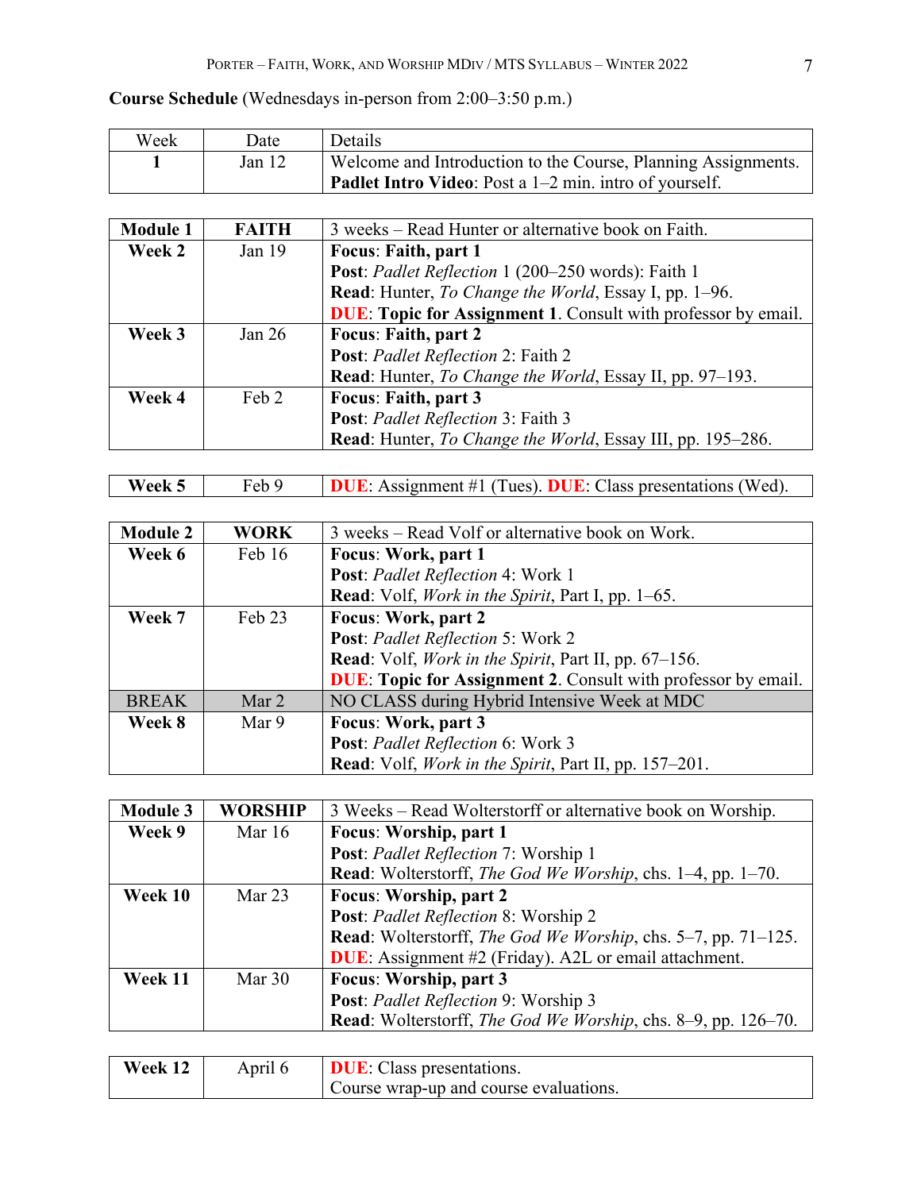**Course Schedule** (Wednesdays in-person from 2:00–3:50 p.m.)

| Week | Date | Details |
|---|---|---|
| **1** | Jan 12 | Welcome and Introduction to the Course, Planning Assignments. **Padlet Intro Video**: Post a 1–2 min. intro of yourself. |

| **Module 1** | **FAITH** | 3 weeks – Read Hunter or alternative book on Faith. |
|---|---|---|
| **Week 2** | Jan 19 | **Focus**: **Faith, part 1** <br> **Post**: *Padlet Reflection* 1 (200–250 words): Faith 1 <br> **Read**: Hunter, *To Change the World*, Essay I, pp. 1–96. <br> **DUE**: **Topic for Assignment 1**. Consult with professor by email. |
| **Week 3** | Jan 26 | **Focus**: **Faith, part 2** <br> **Post**: *Padlet Reflection* 2: Faith 2 <br> **Read**: Hunter, *To Change the World*, Essay II, pp. 97–193. |
| **Week 4** | Feb 2 | **Focus**: **Faith, part 3** <br> **Post**: *Padlet Reflection* 3: Faith 3 <br> **Read**: Hunter, *To Change the World*, Essay III, pp. 195–286. |

| **Week 5** | Feb 9 | **DUE**: Assignment #1 (Tues). **DUE**: Class presentations (Wed). |
|---|---|---|

| **Module 2** | **WORK** | 3 weeks – Read Volf or alternative book on Work. |
|---|---|---|
| **Week 6** | Feb 16 | **Focus**: **Work, part 1** <br> **Post**: *Padlet Reflection* 4: Work 1 <br> **Read**: Volf, *Work in the Spirit*, Part I, pp. 1–65. |
| **Week 7** | Feb 23 | **Focus**: **Work, part 2** <br> **Post**: *Padlet Reflection* 5: Work 2 <br> **Read**: Volf, *Work in the Spirit*, Part II, pp. 67–156. <br> **DUE**: **Topic for Assignment 2**. Consult with professor by email. |
| BREAK | Mar 2 | NO CLASS during Hybrid Intensive Week at MDC |
| **Week 8** | Mar 9 | **Focus**: **Work, part 3** <br> **Post**: *Padlet Reflection* 6: Work 3 <br> **Read**: Volf, *Work in the Spirit*, Part II, pp. 157–201. |

| **Module 3** | **WORSHIP** | 3 Weeks – Read Wolterstorff or alternative book on Worship. |
|---|---|---|
| **Week 9** | Mar 16 | **Focus**: **Worship, part 1** <br> **Post**: *Padlet Reflection* 7: Worship 1 <br> **Read**: Wolterstorff, *The God We Worship*, chs. 1–4, pp. 1–70. |
| **Week 10** | Mar 23 | **Focus**: **Worship, part 2** <br> **Post**: *Padlet Reflection* 8: Worship 2 <br> **Read**: Wolterstorff, *The God We Worship*, chs. 5–7, pp. 71–125. <br> **DUE**: Assignment #2 (Friday). A2L or email attachment. |
| **Week 11** | Mar 30 | **Focus**: **Worship, part 3** <br> **Post**: *Padlet Reflection* 9: Worship 3 <br> **Read**: Wolterstorff, *The God We Worship*, chs. 8–9, pp. 126–70. |

| **Week 12** | April 6 | **DUE**: Class presentations. <br> Course wrap-up and course evaluations. |
|---|---|---|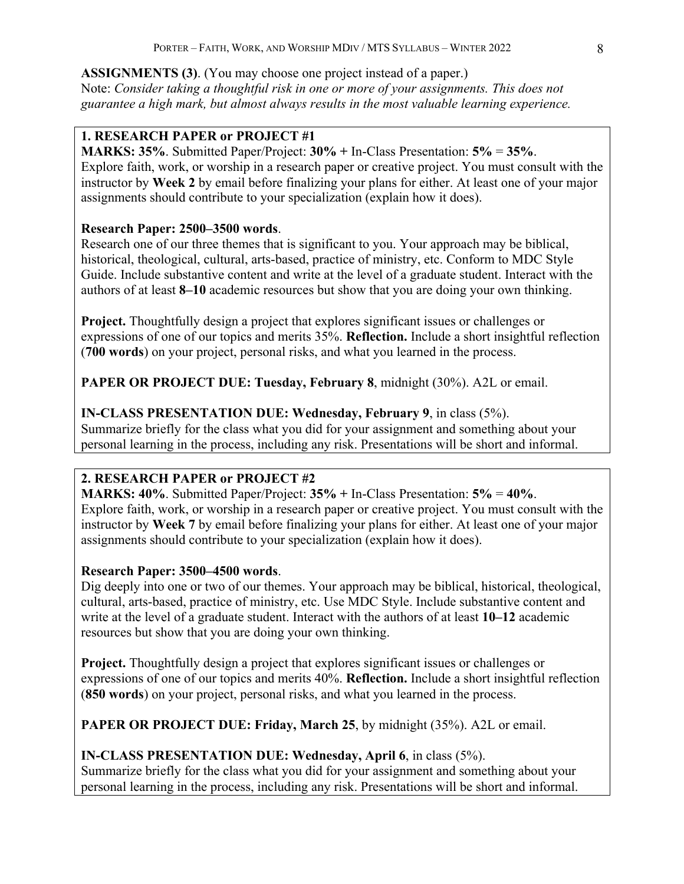**ASSIGNMENTS (3)**. (You may choose one project instead of a paper.)
Note: *Consider taking a thoughtful risk in one or more of your assignments. This does not guarantee a high mark, but almost always results in the most valuable learning experience.*

**1. RESEARCH PAPER or PROJECT #1**
**MARKS: 35%**. Submitted Paper/Project: **30% +** In-Class Presentation: **5%** = **35%**.
Explore faith, work, or worship in a research paper or creative project. You must consult with the instructor by **Week 2** by email before finalizing your plans for either. At least one of your major assignments should contribute to your specialization (explain how it does).

**Research Paper: 2500–3500 words**.
Research one of our three themes that is significant to you. Your approach may be biblical, historical, theological, cultural, arts-based, practice of ministry, etc. Conform to MDC Style Guide. Include substantive content and write at the level of a graduate student. Interact with the authors of at least **8–10** academic resources but show that you are doing your own thinking.

**Project.** Thoughtfully design a project that explores significant issues or challenges or expressions of one of our topics and merits 35%. **Reflection.** Include a short insightful reflection (**700 words**) on your project, personal risks, and what you learned in the process.

**PAPER OR PROJECT DUE: Tuesday, February 8**, midnight (30%). A2L or email.

**IN-CLASS PRESENTATION DUE: Wednesday, February 9**, in class (5%).
Summarize briefly for the class what you did for your assignment and something about your personal learning in the process, including any risk. Presentations will be short and informal.

**2. RESEARCH PAPER or PROJECT #2**
**MARKS: 40%**. Submitted Paper/Project: **35% +** In-Class Presentation: **5%** = **40%**.
Explore faith, work, or worship in a research paper or creative project. You must consult with the instructor by **Week 7** by email before finalizing your plans for either. At least one of your major assignments should contribute to your specialization (explain how it does).

**Research Paper: 3500–4500 words**.
Dig deeply into one or two of our themes. Your approach may be biblical, historical, theological, cultural, arts-based, practice of ministry, etc. Use MDC Style. Include substantive content and write at the level of a graduate student. Interact with the authors of at least **10–12** academic resources but show that you are doing your own thinking.

**Project.** Thoughtfully design a project that explores significant issues or challenges or expressions of one of our topics and merits 40%. **Reflection.** Include a short insightful reflection (**850 words**) on your project, personal risks, and what you learned in the process.

**PAPER OR PROJECT DUE: Friday, March 25**, by midnight (35%). A2L or email.

**IN-CLASS PRESENTATION DUE: Wednesday, April 6**, in class (5%).
Summarize briefly for the class what you did for your assignment and something about your personal learning in the process, including any risk. Presentations will be short and informal.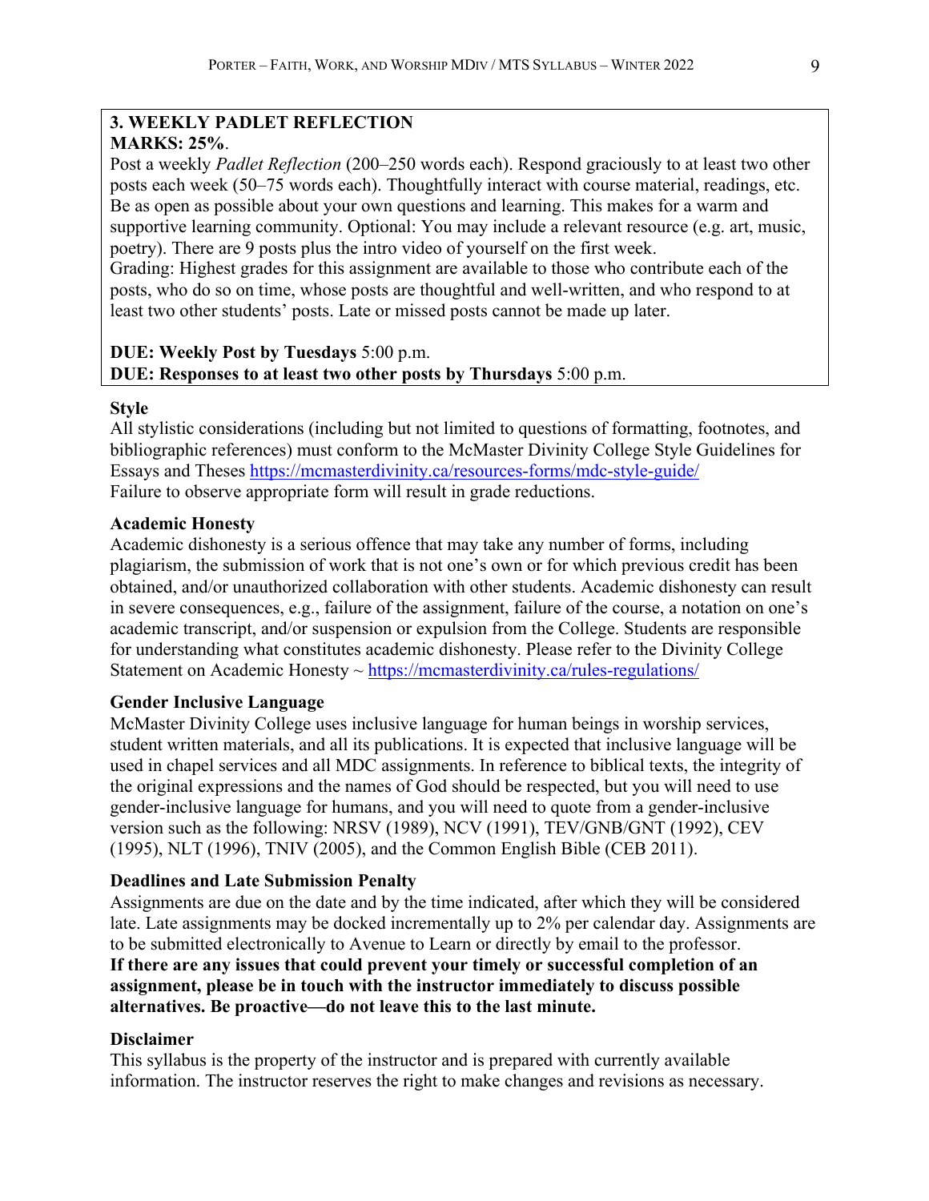**3. WEEKLY PADLET REFLECTION**
**MARKS: 25%**.
Post a weekly *Padlet Reflection* (200–250 words each). Respond graciously to at least two other posts each week (50–75 words each). Thoughtfully interact with course material, readings, etc. Be as open as possible about your own questions and learning. This makes for a warm and supportive learning community. Optional: You may include a relevant resource (e.g. art, music, poetry). There are 9 posts plus the intro video of yourself on the first week.
Grading: Highest grades for this assignment are available to those who contribute each of the posts, who do so on time, whose posts are thoughtful and well-written, and who respond to at least two other students' posts. Late or missed posts cannot be made up later.

**DUE: Weekly Post by Tuesdays** 5:00 p.m.
**DUE: Responses to at least two other posts by Thursdays** 5:00 p.m.

### Style

All stylistic considerations (including but not limited to questions of formatting, footnotes, and bibliographic references) must conform to the McMaster Divinity College Style Guidelines for Essays and Theses https://mcmasterdivinity.ca/resources-forms/mdc-style-guide/
Failure to observe appropriate form will result in grade reductions.

### Academic Honesty

Academic dishonesty is a serious offence that may take any number of forms, including plagiarism, the submission of work that is not one's own or for which previous credit has been obtained, and/or unauthorized collaboration with other students. Academic dishonesty can result in severe consequences, e.g., failure of the assignment, failure of the course, a notation on one's academic transcript, and/or suspension or expulsion from the College. Students are responsible for understanding what constitutes academic dishonesty. Please refer to the Divinity College Statement on Academic Honesty ~ https://mcmasterdivinity.ca/rules-regulations/

### Gender Inclusive Language

McMaster Divinity College uses inclusive language for human beings in worship services, student written materials, and all its publications. It is expected that inclusive language will be used in chapel services and all MDC assignments. In reference to biblical texts, the integrity of the original expressions and the names of God should be respected, but you will need to use gender-inclusive language for humans, and you will need to quote from a gender-inclusive version such as the following: NRSV (1989), NCV (1991), TEV/GNB/GNT (1992), CEV (1995), NLT (1996), TNIV (2005), and the Common English Bible (CEB 2011).

### Deadlines and Late Submission Penalty

Assignments are due on the date and by the time indicated, after which they will be considered late. Late assignments may be docked incrementally up to 2% per calendar day. Assignments are to be submitted electronically to Avenue to Learn or directly by email to the professor.
**If there are any issues that could prevent your timely or successful completion of an assignment, please be in touch with the instructor immediately to discuss possible alternatives. Be proactive—do not leave this to the last minute.**

### Disclaimer

This syllabus is the property of the instructor and is prepared with currently available information. The instructor reserves the right to make changes and revisions as necessary.